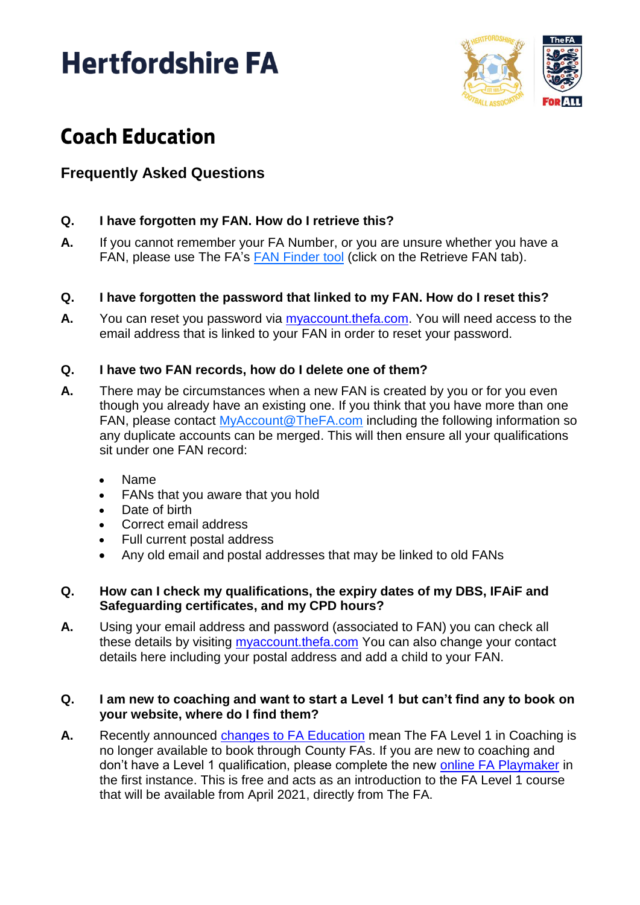# Hertfordshire FA

## Coach Education

### Frequently Asked Questions

**Q. I have forgotten my FAN. How do I retrieve this?**

**A.** If you cannot remember your FA Number, or you are unsure whether you have a FAN, please use The FA's FAN Finder tool (click on the Retrieve FAN tab).

**Q. I have forgotten the password that linked to my FAN. How do I reset this?**

**A.** You can reset you password via myaccount.thefa.com. You will need access to the email address that is linked to your FAN in order to reset your password.

**Q. I have two FAN records, how do I delete one of them?**

**A.** There may be circumstances when a new FAN is created by you or for you even though you already have an existing one. If you think that you have more than one FAN, please contact MyAccount@TheFA.com including the following information so any duplicate accounts can be merged. This will then ensure all your qualifications sit under one FAN record:

- Name
- FANs that you aware that you hold
- Date of birth
- Correct email address
- Full current postal address
- Any old email and postal addresses that may be linked to old FANs

**Q. How can I check my qualifications, the expiry dates of my DBS, IFAiF and Safeguarding certificates, and my CPD hours?**

**A.** Using your email address and password (associated to FAN) you can check all these details by visiting myaccount.thefa.com You can also change your contact details here including your postal address and add a child to your FAN.

**Q. I am new to coaching and want to start a Level 1 but can't find any to book on your website, where do I find them?**

**A.** Recently announced changes to FA Education mean The FA Level 1 in Coaching is no longer available to book through County FAs. If you are new to coaching and don't have a Level 1 qualification, please complete the new online FA Playmaker in the first instance. This is free and acts as an introduction to the FA Level 1 course that will be available from April 2021, directly from The FA.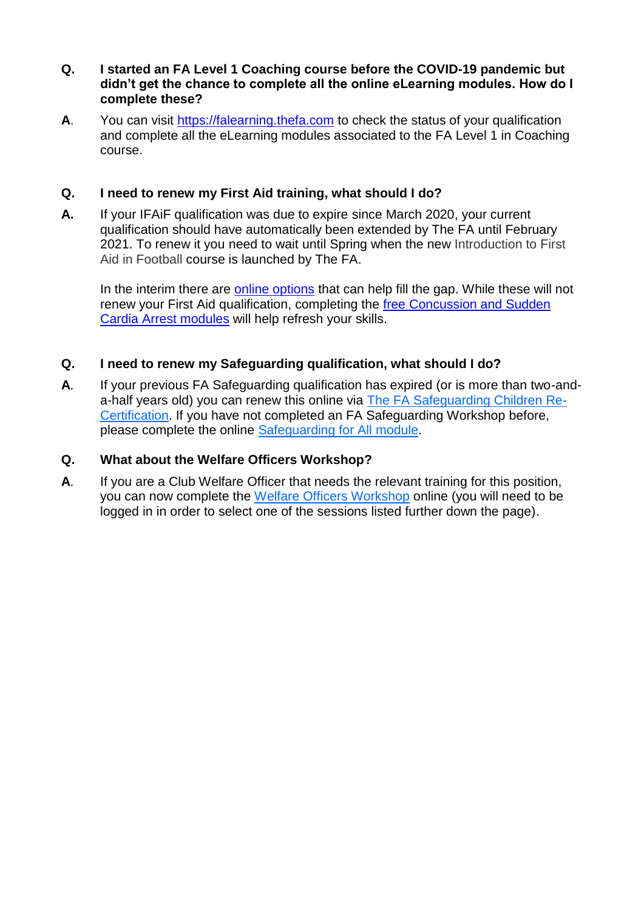**Q. I started an FA Level 1 Coaching course before the COVID-19 pandemic but didn't get the chance to complete all the online eLearning modules. How do I complete these?**

**A**. You can visit https://falearning.thefa.com to check the status of your qualification and complete all the eLearning modules associated to the FA Level 1 in Coaching course.

**Q. I need to renew my First Aid training, what should I do?**

**A.** If your IFAiF qualification was due to expire since March 2020, your current qualification should have automatically been extended by The FA until February 2021. To renew it you need to wait until Spring when the new Introduction to First Aid in Football course is launched by The FA.

In the interim there are online options that can help fill the gap. While these will not renew your First Aid qualification, completing the free Concussion and Sudden Cardia Arrest modules will help refresh your skills.

**Q. I need to renew my Safeguarding qualification, what should I do?**

**A**. If your previous FA Safeguarding qualification has expired (or is more than two-and-a-half years old) you can renew this online via The FA Safeguarding Children Re-Certification. If you have not completed an FA Safeguarding Workshop before, please complete the online Safeguarding for All module.

**Q. What about the Welfare Officers Workshop?**

**A**. If you are a Club Welfare Officer that needs the relevant training for this position, you can now complete the Welfare Officers Workshop online (you will need to be logged in in order to select one of the sessions listed further down the page).